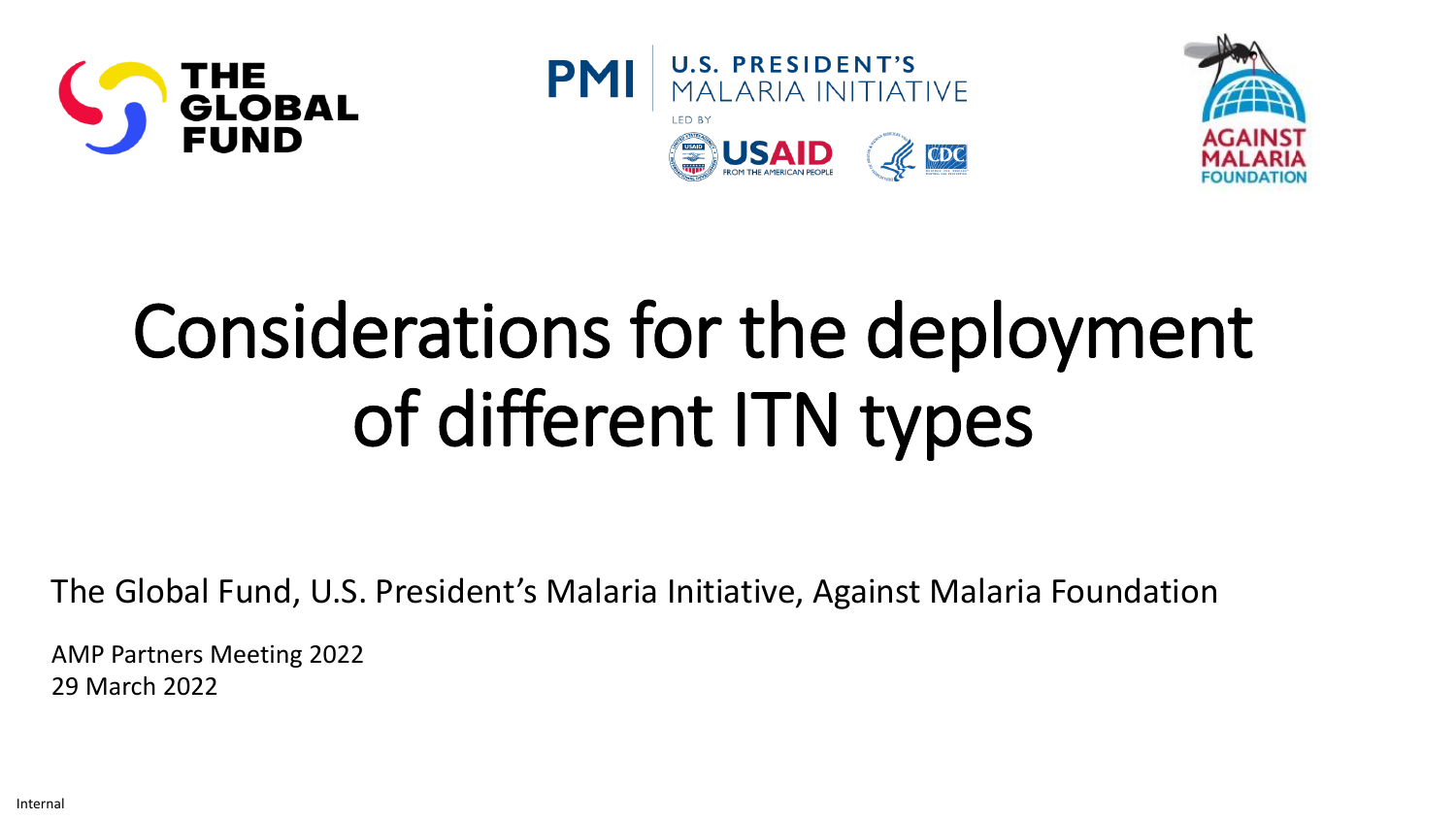# Considerations for the deployment of different ITN types

The Global Fund, U.S. President's Malaria Initiative, Against Malaria Foundation

AMP Partners Meeting 2022
29 March 2022

Internal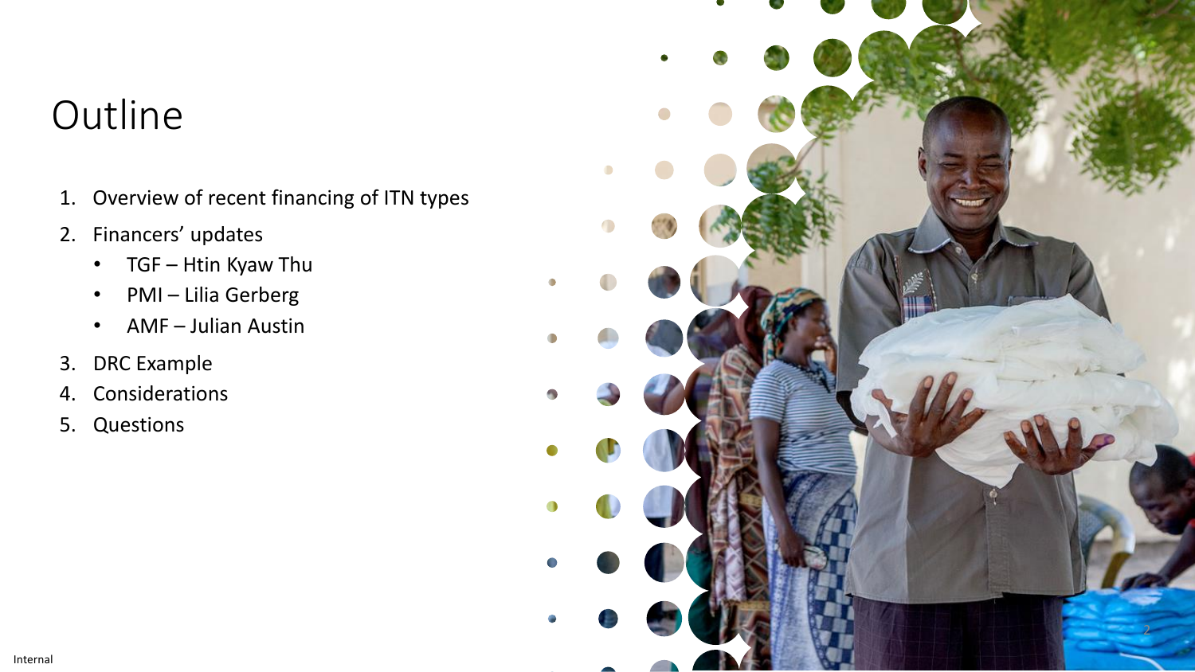# Outline

1. Overview of recent financing of ITN types
2. Financers' updates
   - TGF – Htin Kyaw Thu
   - PMI – Lilia Gerberg
   - AMF – Julian Austin
3. DRC Example
4. Considerations
5. Questions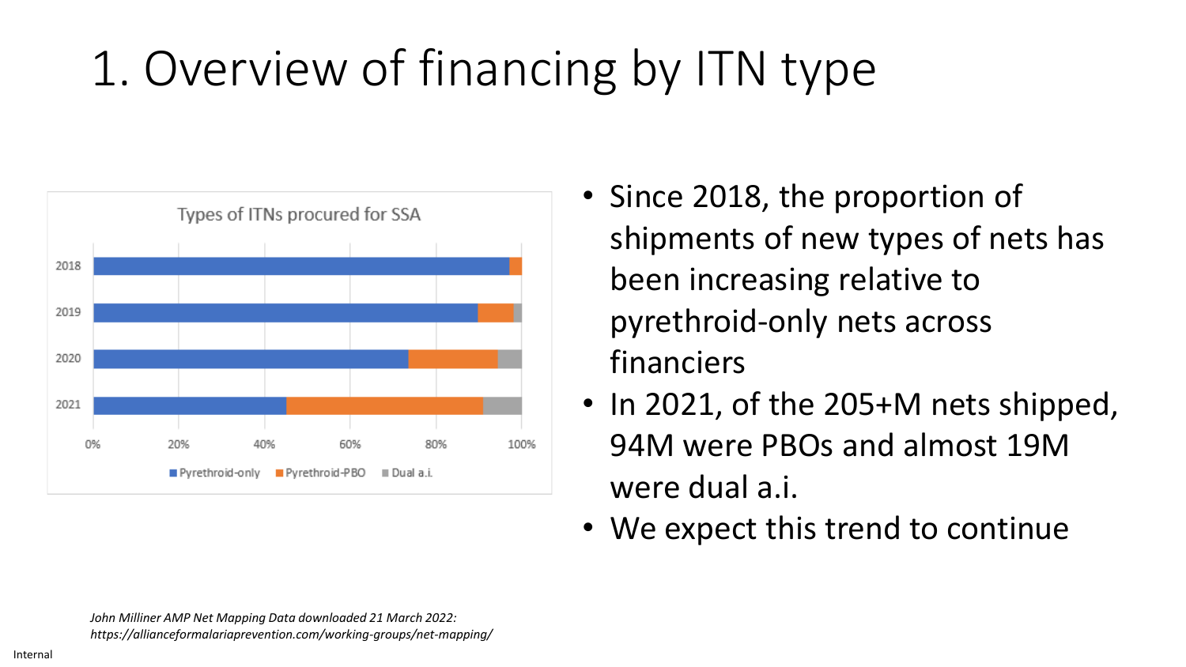# 1. Overview of financing by ITN type

**Types of ITNs procured for SSA**

- Since 2018, the proportion of shipments of new types of nets has been increasing relative to pyrethroid-only nets across financiers
- In 2021, of the 205+M nets shipped, 94M were PBOs and almost 19M were dual a.i.
- We expect this trend to continue

*John Milliner AMP Net Mapping Data downloaded 21 March 2022: https://allianceformalariaprevention.com/working-groups/net-mapping/*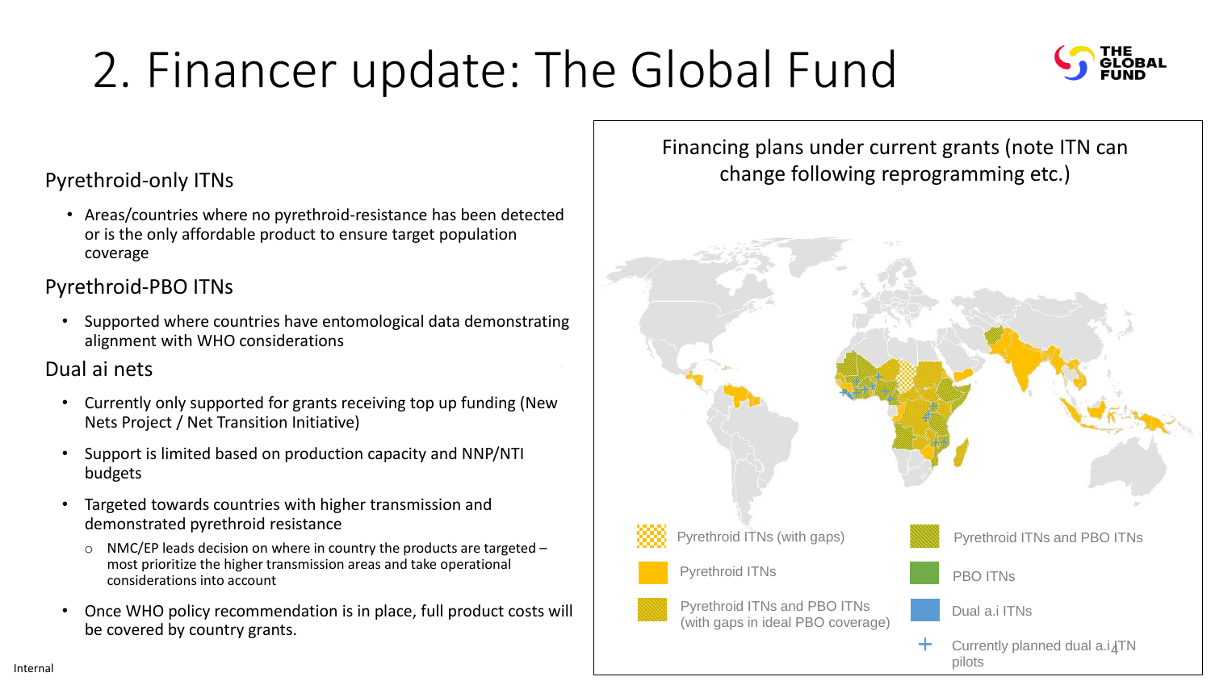# 2. Financer update: The Global Fund

### Pyrethroid-only ITNs

- Areas/countries where no pyrethroid-resistance has been detected or is the only affordable product to ensure target population coverage

### Pyrethroid-PBO ITNs

- Supported where countries have entomological data demonstrating alignment with WHO considerations

### Dual ai nets

- Currently only supported for grants receiving top up funding (New Nets Project / Net Transition Initiative)
- Support is limited based on production capacity and NNP/NTI budgets
- Targeted towards countries with higher transmission and demonstrated pyrethroid resistance
  - NMC/EP leads decision on where in country the products are targeted – most prioritize the higher transmission areas and take operational considerations into account
- Once WHO policy recommendation is in place, full product costs will be covered by country grants.

Financing plans under current grants (note ITN can change following reprogramming etc.)

- Pyrethroid ITNs (with gaps)
- Pyrethroid ITNs
- Pyrethroid ITNs and PBO ITNs (with gaps in ideal PBO coverage)
- Pyrethroid ITNs and PBO ITNs
- PBO ITNs
- Dual a.i ITNs
- Currently planned dual a.i ITN pilots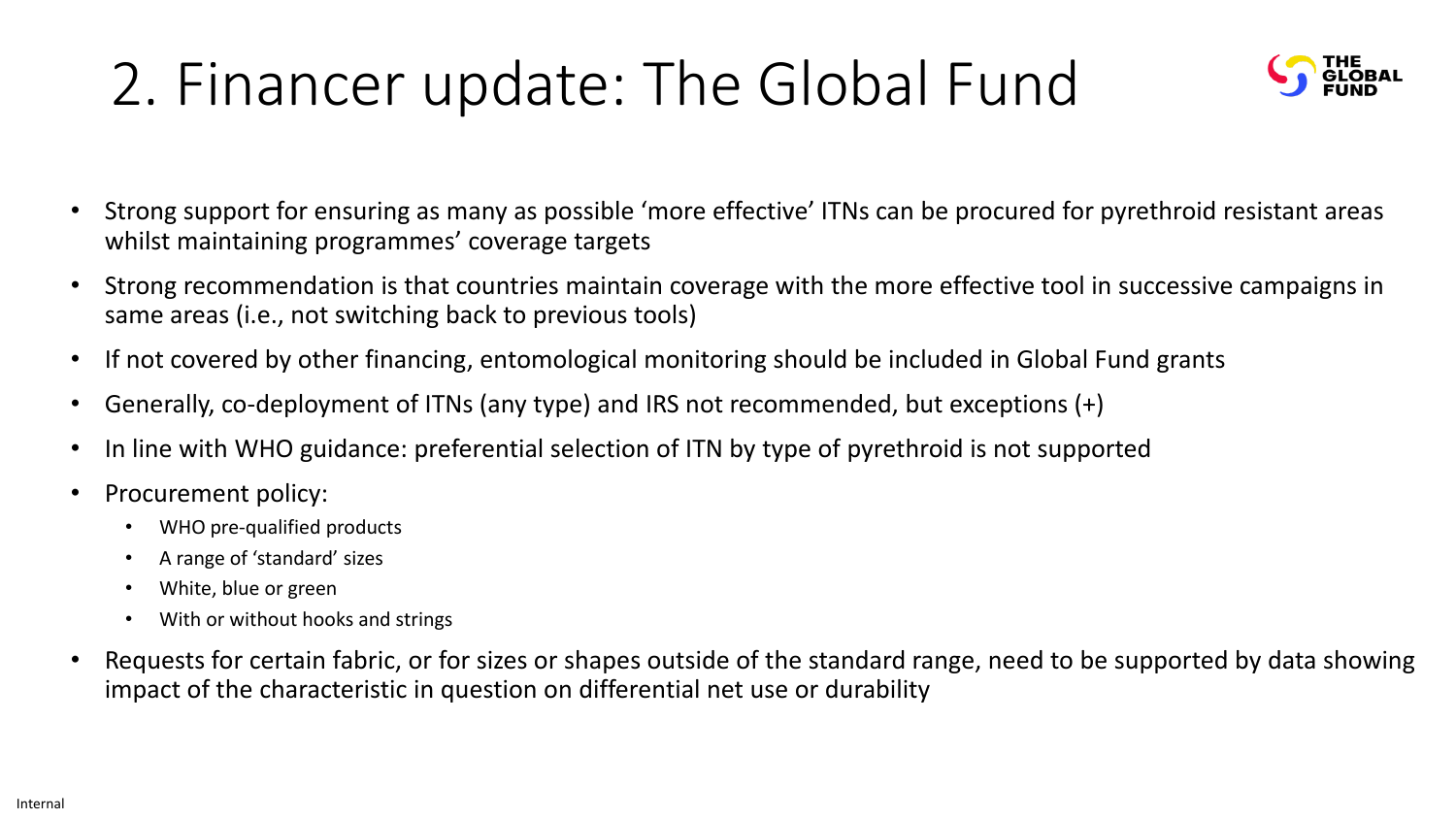# 2. Financer update: The Global Fund

- Strong support for ensuring as many as possible ‘more effective’ ITNs can be procured for pyrethroid resistant areas whilst maintaining programmes’ coverage targets
- Strong recommendation is that countries maintain coverage with the more effective tool in successive campaigns in same areas (i.e., not switching back to previous tools)
- If not covered by other financing, entomological monitoring should be included in Global Fund grants
- Generally, co-deployment of ITNs (any type) and IRS not recommended, but exceptions (+)
- In line with WHO guidance: preferential selection of ITN by type of pyrethroid is not supported
- Procurement policy:
  - WHO pre-qualified products
  - A range of ‘standard’ sizes
  - White, blue or green
  - With or without hooks and strings
- Requests for certain fabric, or for sizes or shapes outside of the standard range, need to be supported by data showing impact of the characteristic in question on differential net use or durability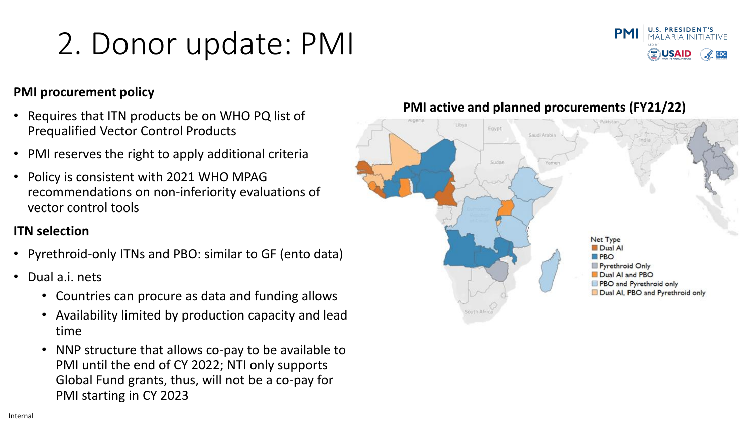# 2. Donor update: PMI

**PMI procurement policy**

- Requires that ITN products be on WHO PQ list of Prequalified Vector Control Products
- PMI reserves the right to apply additional criteria
- Policy is consistent with 2021 WHO MPAG recommendations on non-inferiority evaluations of vector control tools

**ITN selection**

- Pyrethroid-only ITNs and PBO: similar to GF (ento data)
- Dual a.i. nets
  - Countries can procure as data and funding allows
  - Availability limited by production capacity and lead time
  - NNP structure that allows co-pay to be available to PMI until the end of CY 2022; NTI only supports Global Fund grants, thus, will not be a co-pay for PMI starting in CY 2023

**PMI active and planned procurements (FY21/22)**

Net Type
- Dual AI
- PBO
- Pyrethroid Only
- Dual AI and PBO
- PBO and Pyrethroid only
- Dual AI, PBO and Pyrethroid only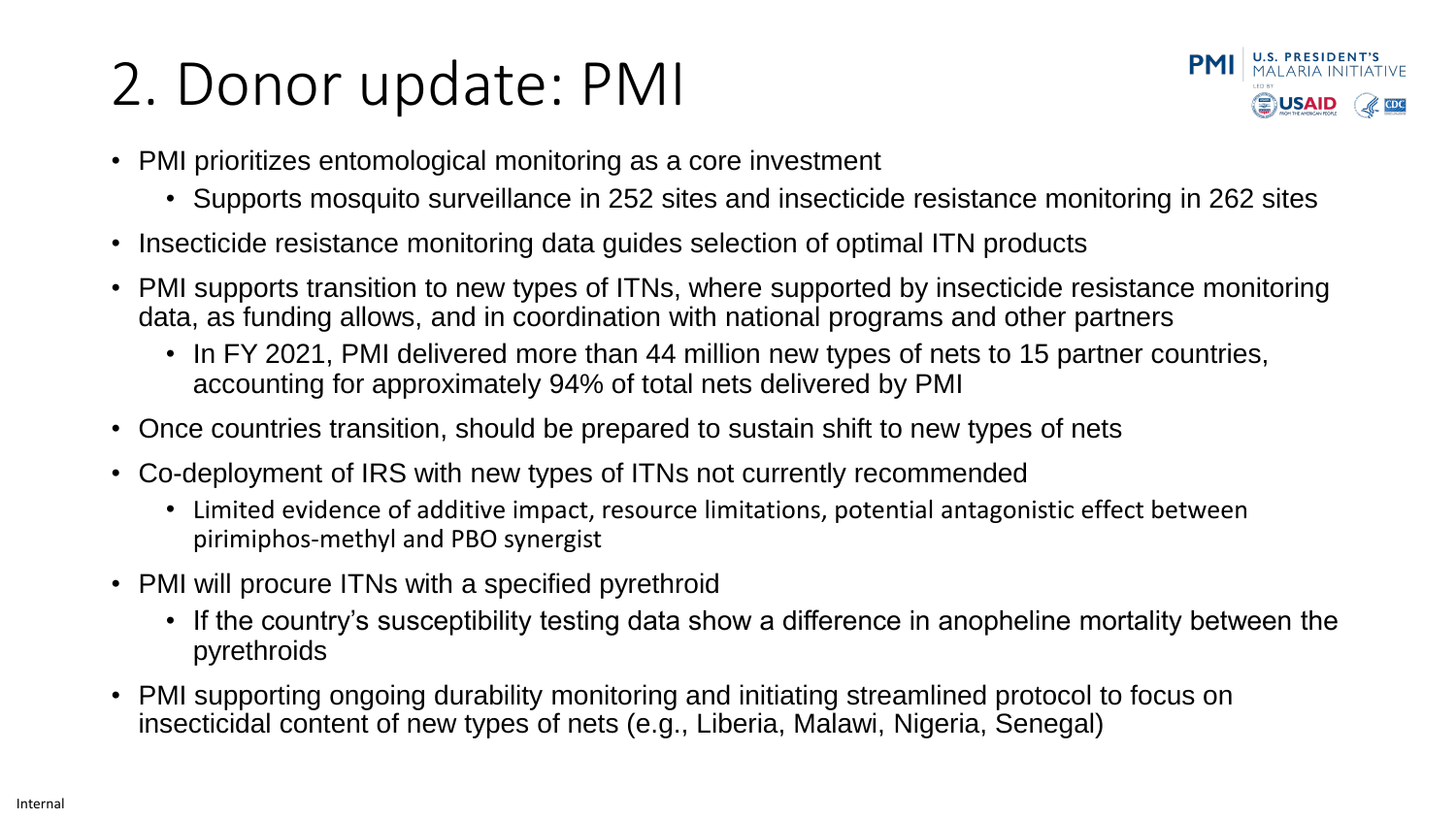# 2. Donor update: PMI

- PMI prioritizes entomological monitoring as a core investment
  - Supports mosquito surveillance in 252 sites and insecticide resistance monitoring in 262 sites
- Insecticide resistance monitoring data guides selection of optimal ITN products
- PMI supports transition to new types of ITNs, where supported by insecticide resistance monitoring data, as funding allows, and in coordination with national programs and other partners
  - In FY 2021, PMI delivered more than 44 million new types of nets to 15 partner countries, accounting for approximately 94% of total nets delivered by PMI
- Once countries transition, should be prepared to sustain shift to new types of nets
- Co-deployment of IRS with new types of ITNs not currently recommended
  - Limited evidence of additive impact, resource limitations, potential antagonistic effect between pirimiphos-methyl and PBO synergist
- PMI will procure ITNs with a specified pyrethroid
  - If the country's susceptibility testing data show a difference in anopheline mortality between the pyrethroids
- PMI supporting ongoing durability monitoring and initiating streamlined protocol to focus on insecticidal content of new types of nets (e.g., Liberia, Malawi, Nigeria, Senegal)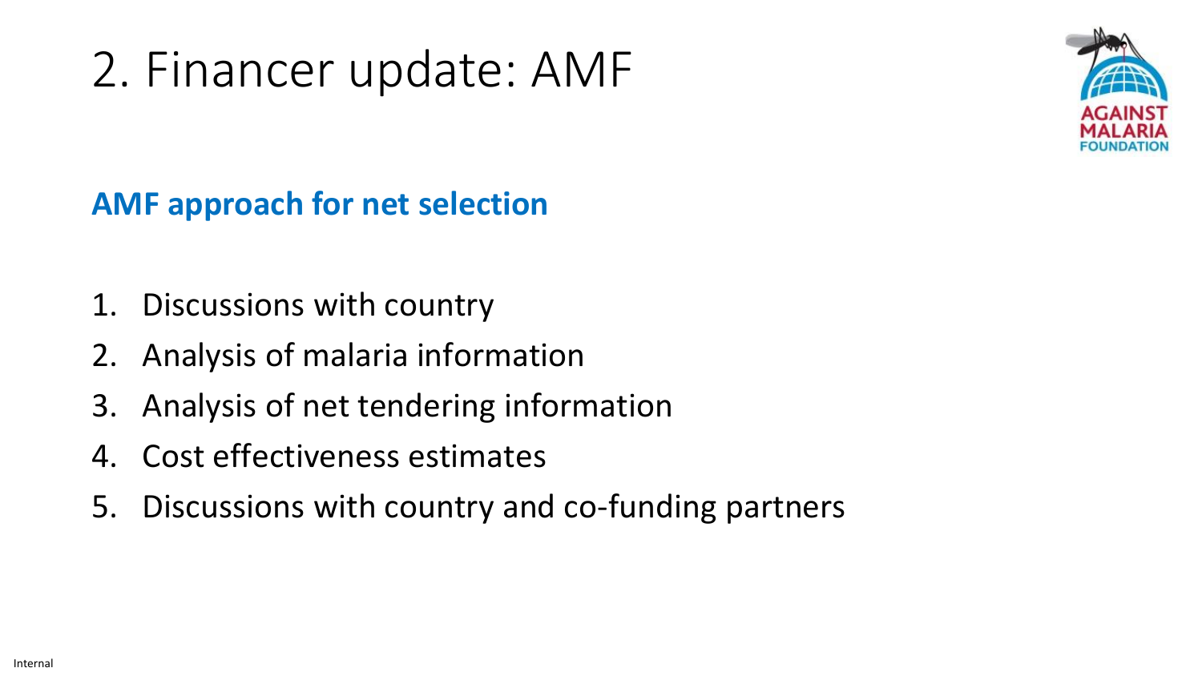# 2. Financer update: AMF

**AMF approach for net selection**

1. Discussions with country
2. Analysis of malaria information
3. Analysis of net tendering information
4. Cost effectiveness estimates
5. Discussions with country and co-funding partners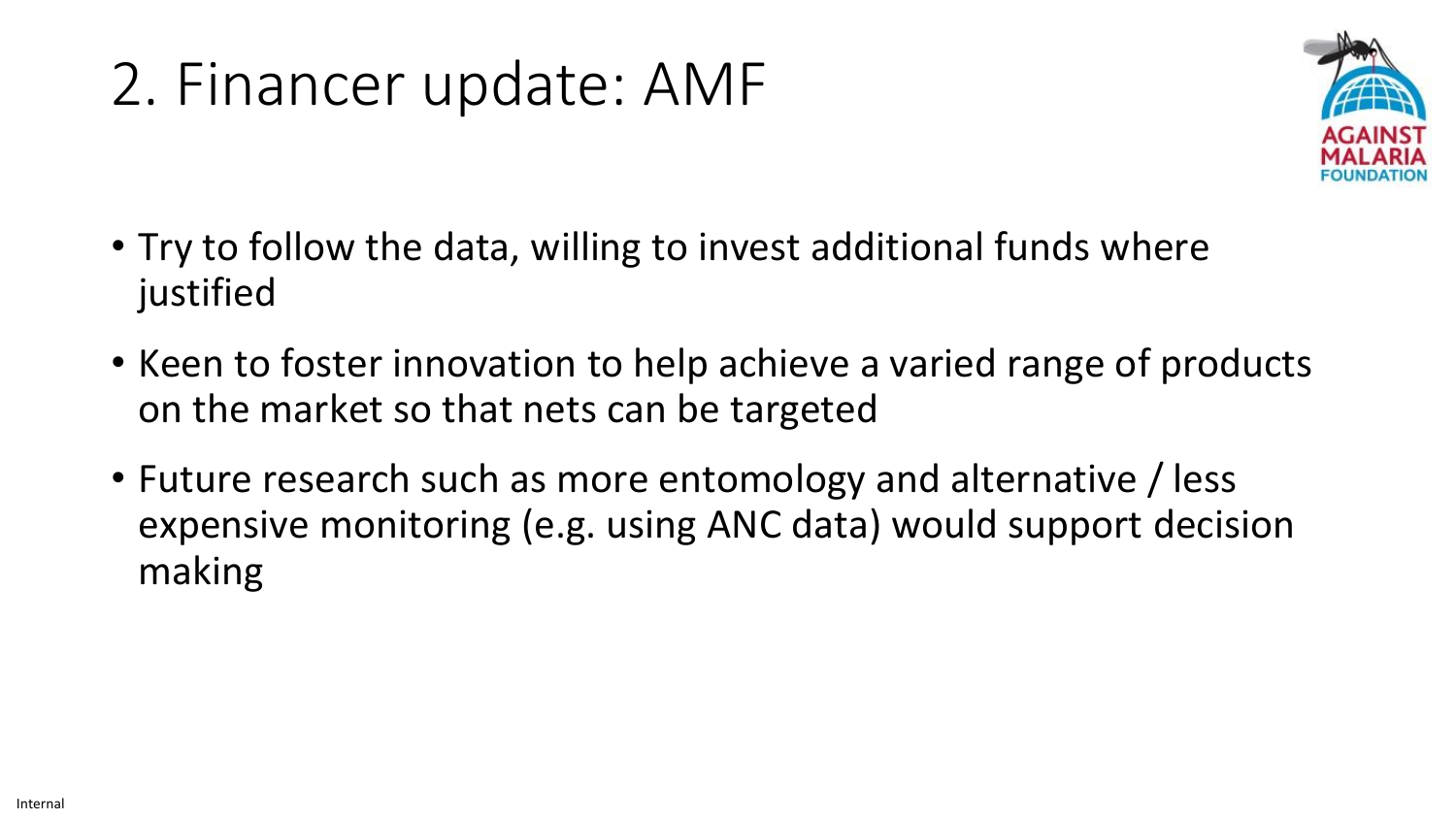# 2. Financer update: AMF

- Try to follow the data, willing to invest additional funds where justified
- Keen to foster innovation to help achieve a varied range of products on the market so that nets can be targeted
- Future research such as more entomology and alternative / less expensive monitoring (e.g. using ANC data) would support decision making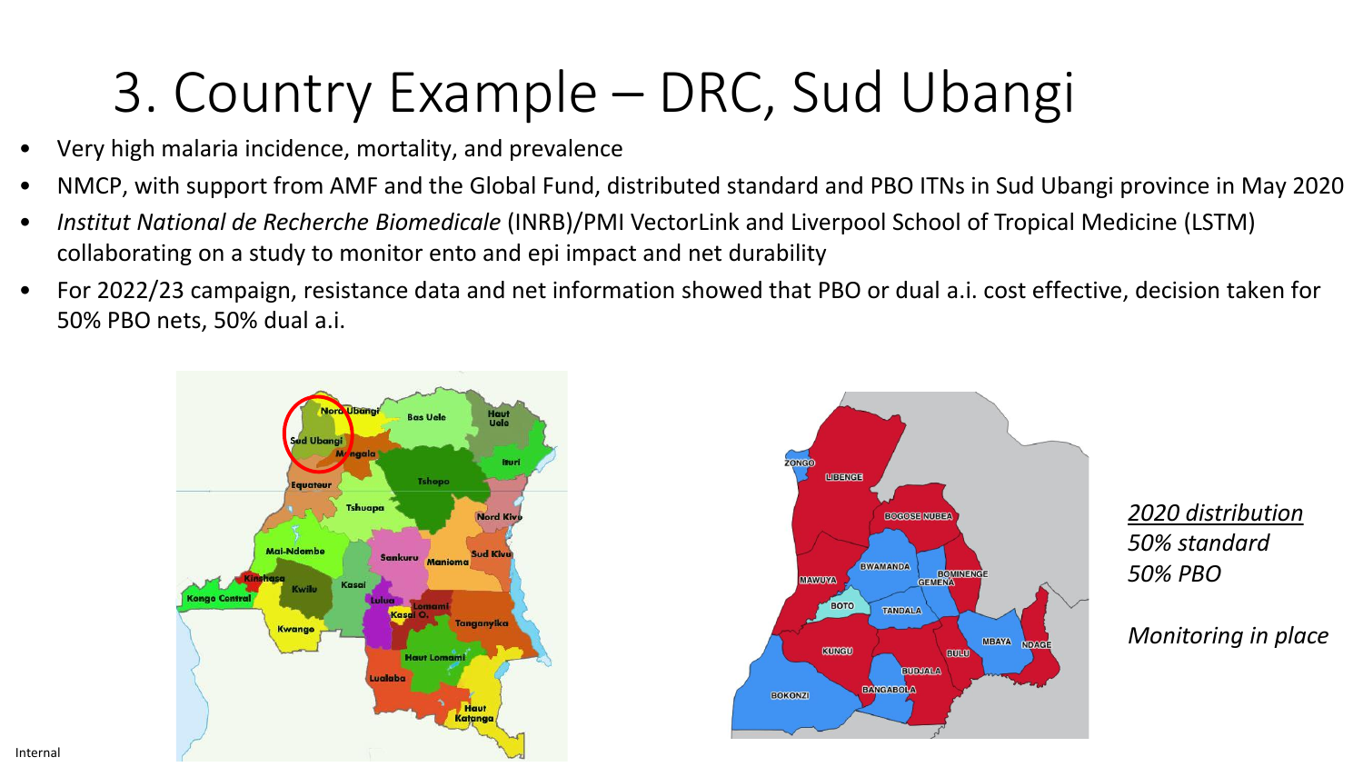# 3. Country Example – DRC, Sud Ubangi

- Very high malaria incidence, mortality, and prevalence
- NMCP, with support from AMF and the Global Fund, distributed standard and PBO ITNs in Sud Ubangi province in May 2020
- *Institut National de Recherche Biomedicale* (INRB)/PMI VectorLink and Liverpool School of Tropical Medicine (LSTM) collaborating on a study to monitor ento and epi impact and net durability
- For 2022/23 campaign, resistance data and net information showed that PBO or dual a.i. cost effective, decision taken for 50% PBO nets, 50% dual a.i.

*2020 distribution*
*50% standard*
*50% PBO*

*Monitoring in place*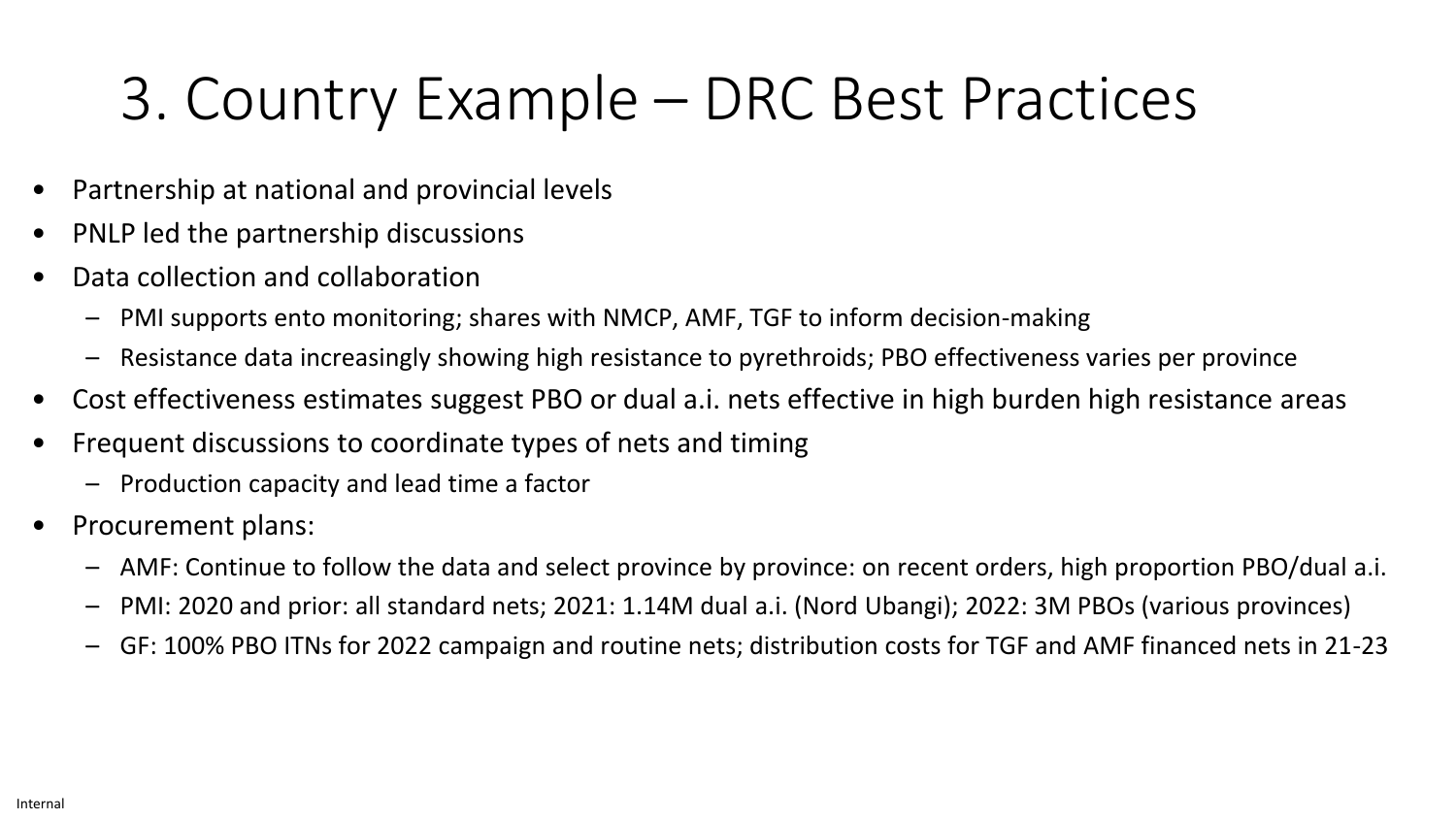# 3. Country Example – DRC Best Practices

- Partnership at national and provincial levels
- PNLP led the partnership discussions
- Data collection and collaboration
  - PMI supports ento monitoring; shares with NMCP, AMF, TGF to inform decision-making
  - Resistance data increasingly showing high resistance to pyrethroids; PBO effectiveness varies per province
- Cost effectiveness estimates suggest PBO or dual a.i. nets effective in high burden high resistance areas
- Frequent discussions to coordinate types of nets and timing
  - Production capacity and lead time a factor
- Procurement plans:
  - AMF: Continue to follow the data and select province by province: on recent orders, high proportion PBO/dual a.i.
  - PMI: 2020 and prior: all standard nets; 2021: 1.14M dual a.i. (Nord Ubangi); 2022: 3M PBOs (various provinces)
  - GF: 100% PBO ITNs for 2022 campaign and routine nets; distribution costs for TGF and AMF financed nets in 21-23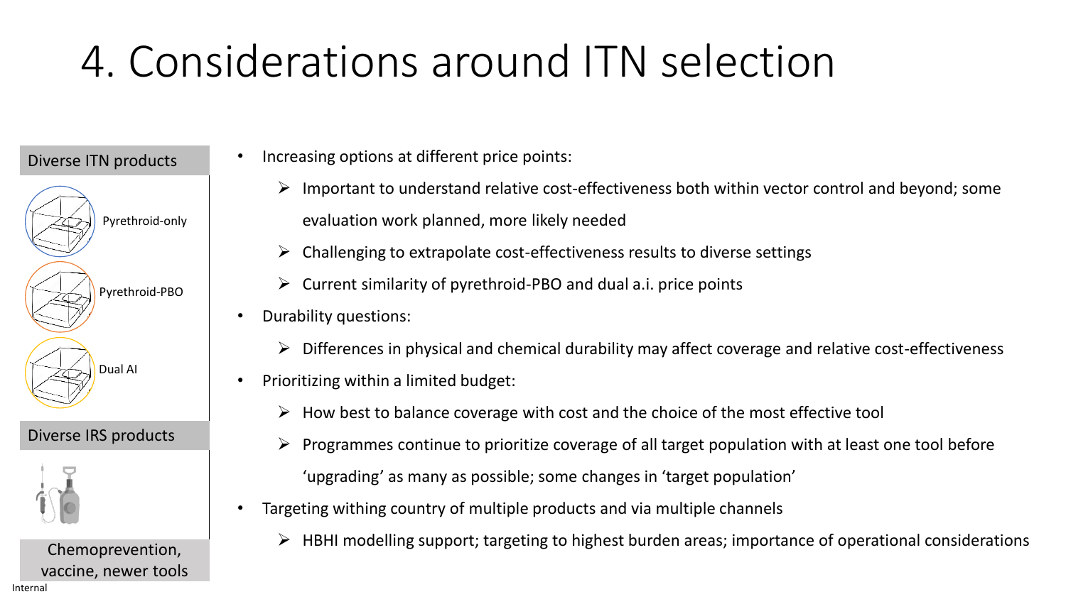# 4. Considerations around ITN selection

**Diverse ITN products**

- Pyrethroid-only
- Pyrethroid-PBO
- Dual AI

**Diverse IRS products**

**Chemoprevention, vaccine, newer tools**

- Increasing options at different price points:
  - Important to understand relative cost-effectiveness both within vector control and beyond; some evaluation work planned, more likely needed
  - Challenging to extrapolate cost-effectiveness results to diverse settings
  - Current similarity of pyrethroid-PBO and dual a.i. price points
- Durability questions:
  - Differences in physical and chemical durability may affect coverage and relative cost-effectiveness
- Prioritizing within a limited budget:
  - How best to balance coverage with cost and the choice of the most effective tool
  - Programmes continue to prioritize coverage of all target population with at least one tool before 'upgrading' as many as possible; some changes in 'target population'
- Targeting withing country of multiple products and via multiple channels
  - HBHI modelling support; targeting to highest burden areas; importance of operational considerations

Internal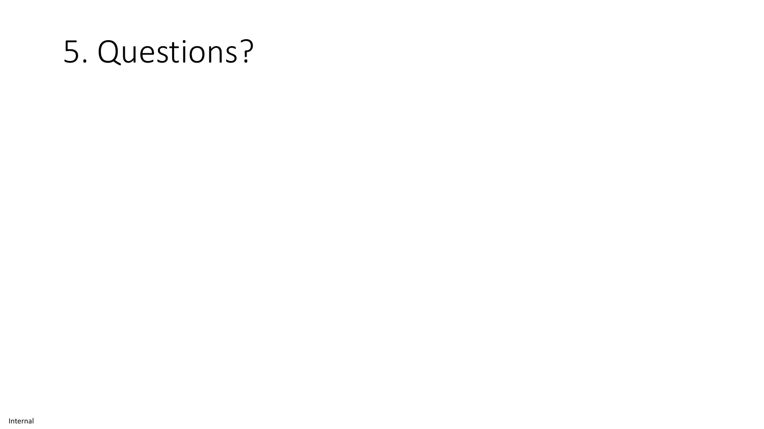# 5. Questions?